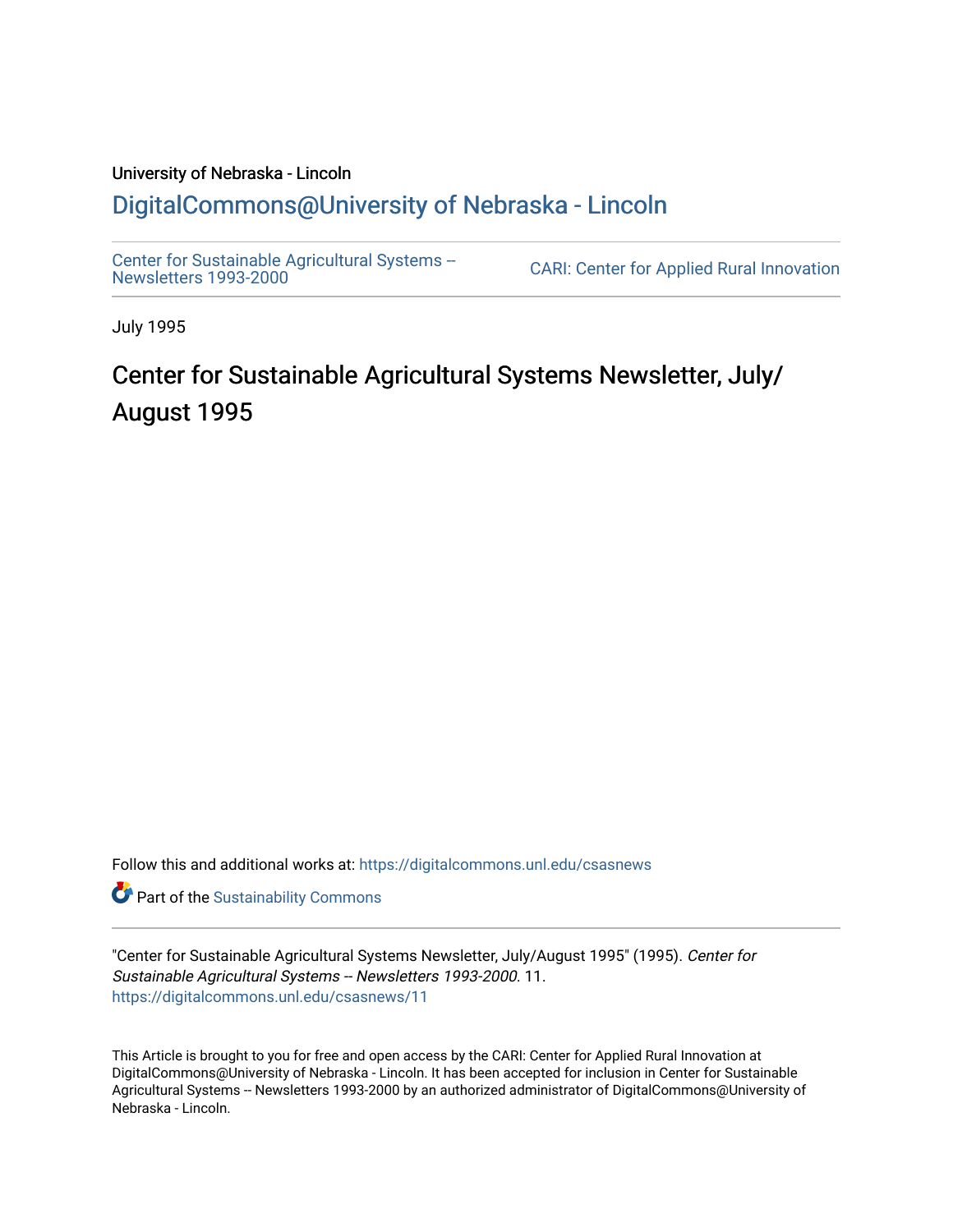University of Nebraska - Lincoln

# DigitalCommons@University of Nebraska - Lincoln

Center for Sustainable Agricultural Systems -- Newsletters 1993-2000

CARI: Center for Applied Rural Innovation

July 1995

## Center for Sustainable Agricultural Systems Newsletter, July/August 1995

Follow this and additional works at: https://digitalcommons.unl.edu/csasnews

Part of the Sustainability Commons

"Center for Sustainable Agricultural Systems Newsletter, July/August 1995" (1995). *Center for Sustainable Agricultural Systems -- Newsletters 1993-2000*. 11.
https://digitalcommons.unl.edu/csasnews/11

This Article is brought to you for free and open access by the CARI: Center for Applied Rural Innovation at DigitalCommons@University of Nebraska - Lincoln. It has been accepted for inclusion in Center for Sustainable Agricultural Systems -- Newsletters 1993-2000 by an authorized administrator of DigitalCommons@University of Nebraska - Lincoln.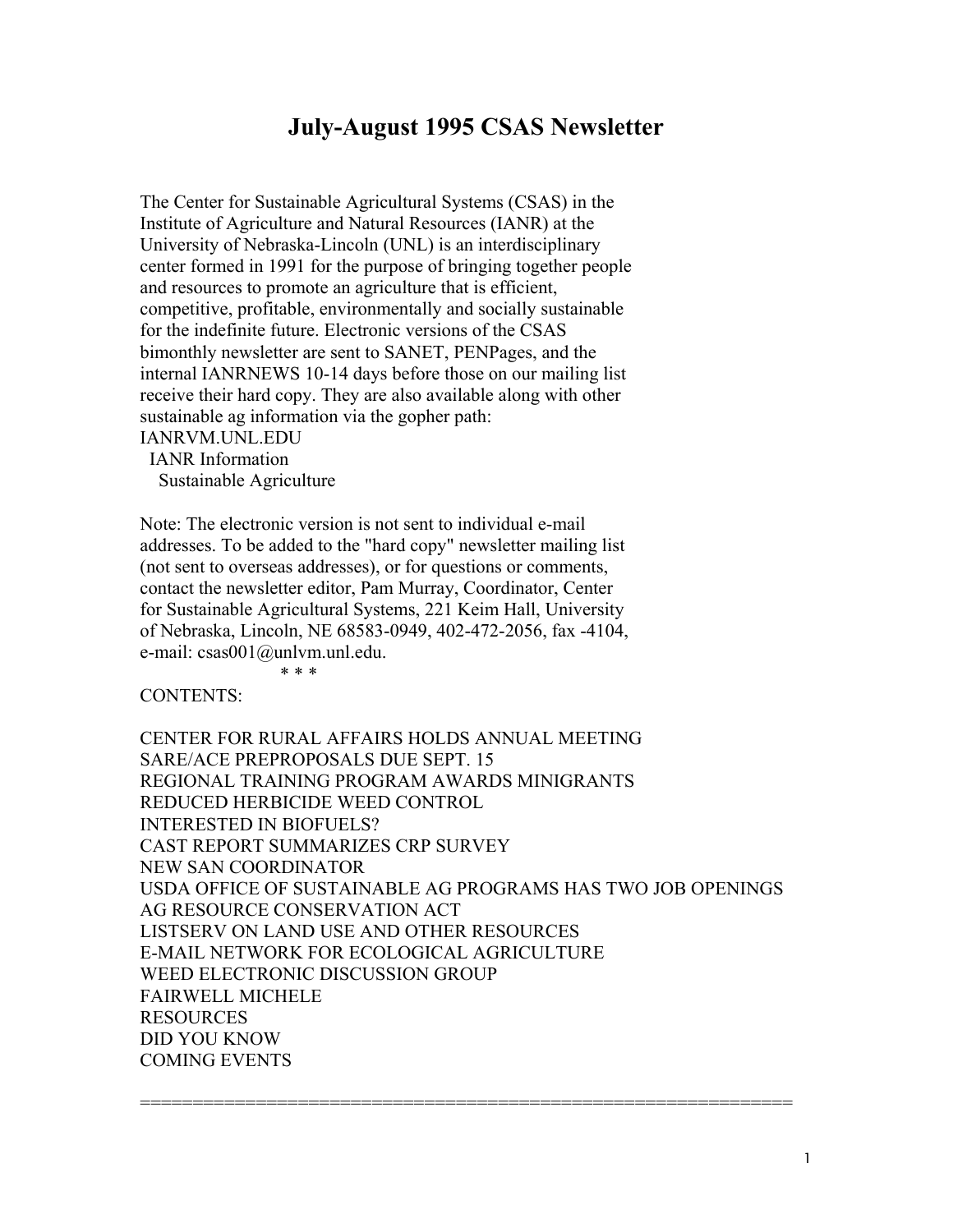# July-August 1995 CSAS Newsletter

The Center for Sustainable Agricultural Systems (CSAS) in the Institute of Agriculture and Natural Resources (IANR) at the University of Nebraska-Lincoln (UNL) is an interdisciplinary center formed in 1991 for the purpose of bringing together people and resources to promote an agriculture that is efficient, competitive, profitable, environmentally and socially sustainable for the indefinite future. Electronic versions of the CSAS bimonthly newsletter are sent to SANET, PENPages, and the internal IANRNEWS 10-14 days before those on our mailing list receive their hard copy. They are also available along with other sustainable ag information via the gopher path:

IANRVM.UNL.EDU
  IANR Information
    Sustainable Agriculture

Note: The electronic version is not sent to individual e-mail addresses. To be added to the "hard copy" newsletter mailing list (not sent to overseas addresses), or for questions or comments, contact the newsletter editor, Pam Murray, Coordinator, Center for Sustainable Agricultural Systems, 221 Keim Hall, University of Nebraska, Lincoln, NE 68583-0949, 402-472-2056, fax -4104, e-mail: csas001@unlvm.unl.edu.

\* \* \*

CONTENTS:

CENTER FOR RURAL AFFAIRS HOLDS ANNUAL MEETING
SARE/ACE PREPROPOSALS DUE SEPT. 15
REGIONAL TRAINING PROGRAM AWARDS MINIGRANTS
REDUCED HERBICIDE WEED CONTROL
INTERESTED IN BIOFUELS?
CAST REPORT SUMMARIZES CRP SURVEY
NEW SAN COORDINATOR
USDA OFFICE OF SUSTAINABLE AG PROGRAMS HAS TWO JOB OPENINGS
AG RESOURCE CONSERVATION ACT
LISTSERV ON LAND USE AND OTHER RESOURCES
E-MAIL NETWORK FOR ECOLOGICAL AGRICULTURE
WEED ELECTRONIC DISCUSSION GROUP
FAIRWELL MICHELE
RESOURCES
DID YOU KNOW
COMING EVENTS

==============================================================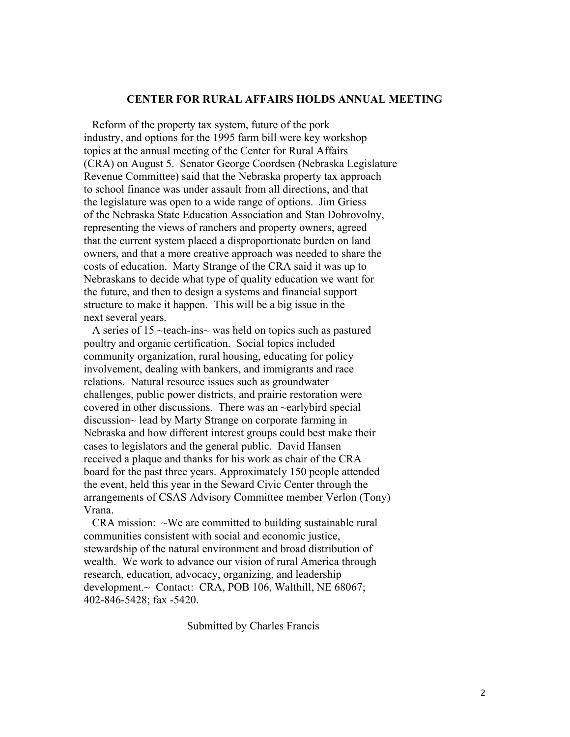## CENTER FOR RURAL AFFAIRS HOLDS ANNUAL MEETING

Reform of the property tax system, future of the pork industry, and options for the 1995 farm bill were key workshop topics at the annual meeting of the Center for Rural Affairs (CRA) on August 5. Senator George Coordsen (Nebraska Legislature Revenue Committee) said that the Nebraska property tax approach to school finance was under assault from all directions, and that the legislature was open to a wide range of options. Jim Griess of the Nebraska State Education Association and Stan Dobrovolny, representing the views of ranchers and property owners, agreed that the current system placed a disproportionate burden on land owners, and that a more creative approach was needed to share the costs of education. Marty Strange of the CRA said it was up to Nebraskans to decide what type of quality education we want for the future, and then to design a systems and financial support structure to make it happen. This will be a big issue in the next several years.

A series of 15 ~teach-ins~ was held on topics such as pastured poultry and organic certification. Social topics included community organization, rural housing, educating for policy involvement, dealing with bankers, and immigrants and race relations. Natural resource issues such as groundwater challenges, public power districts, and prairie restoration were covered in other discussions. There was an ~earlybird special discussion~ lead by Marty Strange on corporate farming in Nebraska and how different interest groups could best make their cases to legislators and the general public. David Hansen received a plaque and thanks for his work as chair of the CRA board for the past three years. Approximately 150 people attended the event, held this year in the Seward Civic Center through the arrangements of CSAS Advisory Committee member Verlon (Tony) Vrana.

CRA mission: ~We are committed to building sustainable rural communities consistent with social and economic justice, stewardship of the natural environment and broad distribution of wealth. We work to advance our vision of rural America through research, education, advocacy, organizing, and leadership development.~ Contact: CRA, POB 106, Walthill, NE 68067; 402-846-5428; fax -5420.

Submitted by Charles Francis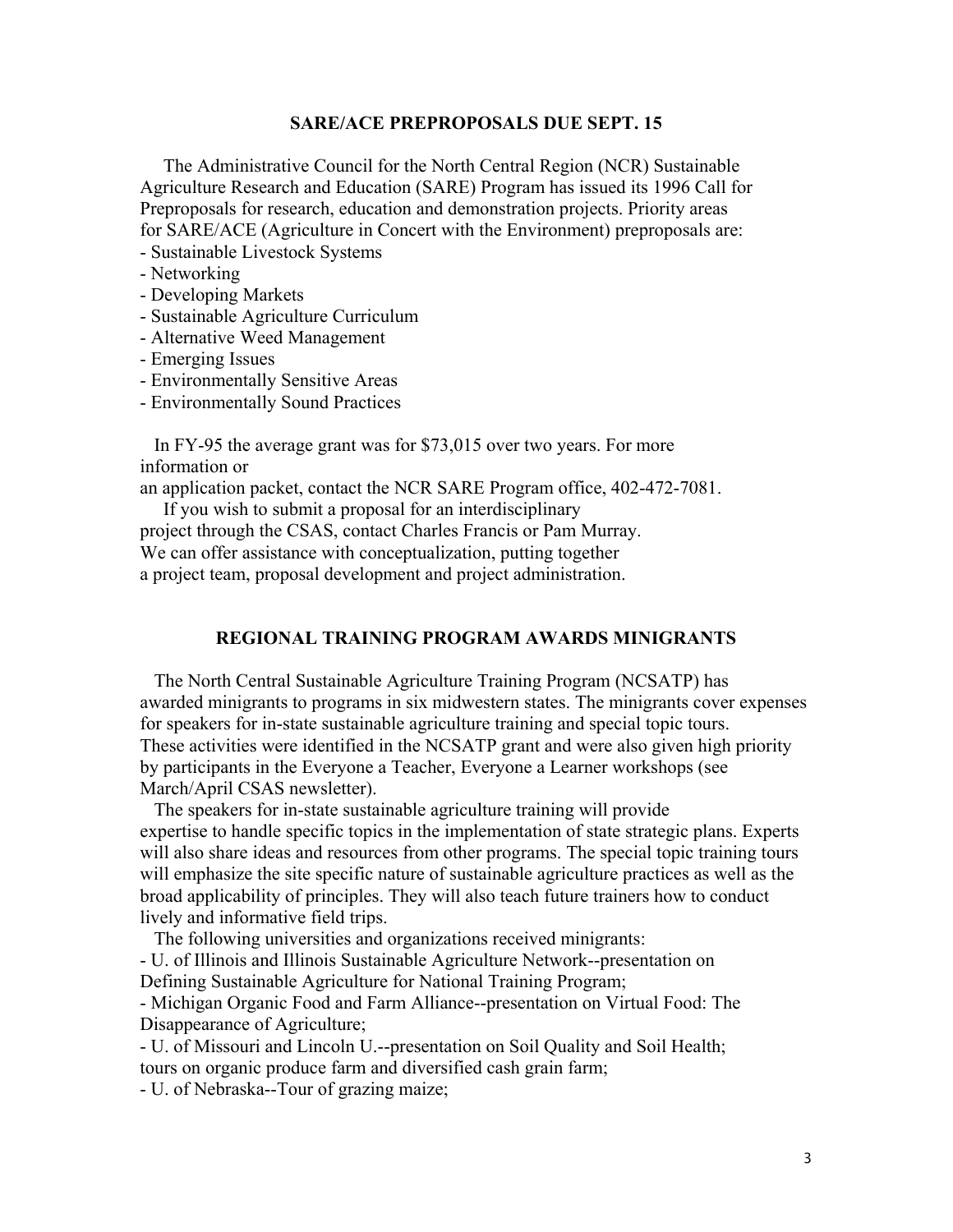## SARE/ACE PREPROPOSALS DUE SEPT. 15

The Administrative Council for the North Central Region (NCR) Sustainable Agriculture Research and Education (SARE) Program has issued its 1996 Call for Preproposals for research, education and demonstration projects. Priority areas for SARE/ACE (Agriculture in Concert with the Environment) preproposals are:

- Sustainable Livestock Systems
- Networking
- Developing Markets
- Sustainable Agriculture Curriculum
- Alternative Weed Management
- Emerging Issues
- Environmentally Sensitive Areas
- Environmentally Sound Practices

In FY-95 the average grant was for $73,015 over two years. For more information or an application packet, contact the NCR SARE Program office, 402-472-7081.

If you wish to submit a proposal for an interdisciplinary project through the CSAS, contact Charles Francis or Pam Murray. We can offer assistance with conceptualization, putting together a project team, proposal development and project administration.

## REGIONAL TRAINING PROGRAM AWARDS MINIGRANTS

The North Central Sustainable Agriculture Training Program (NCSATP) has awarded minigrants to programs in six midwestern states. The minigrants cover expenses for speakers for in-state sustainable agriculture training and special topic tours. These activities were identified in the NCSATP grant and were also given high priority by participants in the Everyone a Teacher, Everyone a Learner workshops (see March/April CSAS newsletter).

The speakers for in-state sustainable agriculture training will provide expertise to handle specific topics in the implementation of state strategic plans. Experts will also share ideas and resources from other programs. The special topic training tours will emphasize the site specific nature of sustainable agriculture practices as well as the broad applicability of principles. They will also teach future trainers how to conduct lively and informative field trips.

The following universities and organizations received minigrants:

- U. of Illinois and Illinois Sustainable Agriculture Network--presentation on Defining Sustainable Agriculture for National Training Program;
- Michigan Organic Food and Farm Alliance--presentation on Virtual Food: The Disappearance of Agriculture;
- U. of Missouri and Lincoln U.--presentation on Soil Quality and Soil Health; tours on organic produce farm and diversified cash grain farm;
- U. of Nebraska--Tour of grazing maize;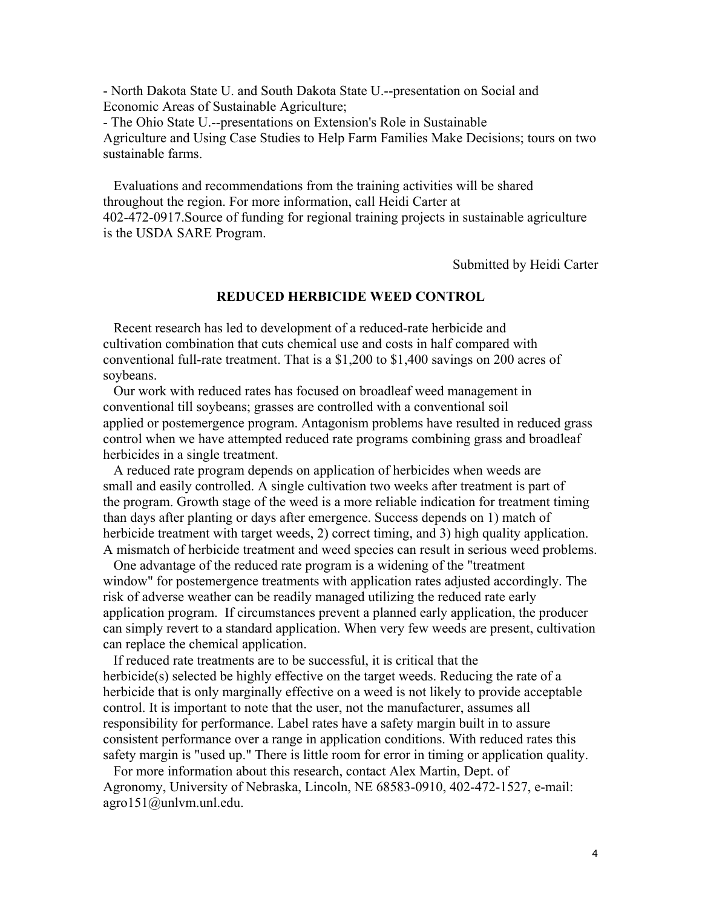- North Dakota State U. and South Dakota State U.--presentation on Social and Economic Areas of Sustainable Agriculture;
- The Ohio State U.--presentations on Extension's Role in Sustainable Agriculture and Using Case Studies to Help Farm Families Make Decisions; tours on two sustainable farms.

Evaluations and recommendations from the training activities will be shared throughout the region. For more information, call Heidi Carter at 402-472-0917.Source of funding for regional training projects in sustainable agriculture is the USDA SARE Program.

Submitted by Heidi Carter

## REDUCED HERBICIDE WEED CONTROL

Recent research has led to development of a reduced-rate herbicide and cultivation combination that cuts chemical use and costs in half compared with conventional full-rate treatment. That is a $1,200 to $1,400 savings on 200 acres of soybeans.

Our work with reduced rates has focused on broadleaf weed management in conventional till soybeans; grasses are controlled with a conventional soil applied or postemergence program. Antagonism problems have resulted in reduced grass control when we have attempted reduced rate programs combining grass and broadleaf herbicides in a single treatment.

A reduced rate program depends on application of herbicides when weeds are small and easily controlled. A single cultivation two weeks after treatment is part of the program. Growth stage of the weed is a more reliable indication for treatment timing than days after planting or days after emergence. Success depends on 1) match of herbicide treatment with target weeds, 2) correct timing, and 3) high quality application. A mismatch of herbicide treatment and weed species can result in serious weed problems.

One advantage of the reduced rate program is a widening of the "treatment window" for postemergence treatments with application rates adjusted accordingly. The risk of adverse weather can be readily managed utilizing the reduced rate early application program. If circumstances prevent a planned early application, the producer can simply revert to a standard application. When very few weeds are present, cultivation can replace the chemical application.

If reduced rate treatments are to be successful, it is critical that the herbicide(s) selected be highly effective on the target weeds. Reducing the rate of a herbicide that is only marginally effective on a weed is not likely to provide acceptable control. It is important to note that the user, not the manufacturer, assumes all responsibility for performance. Label rates have a safety margin built in to assure consistent performance over a range in application conditions. With reduced rates this safety margin is "used up." There is little room for error in timing or application quality.

For more information about this research, contact Alex Martin, Dept. of Agronomy, University of Nebraska, Lincoln, NE 68583-0910, 402-472-1527, e-mail: agro151@unlvm.unl.edu.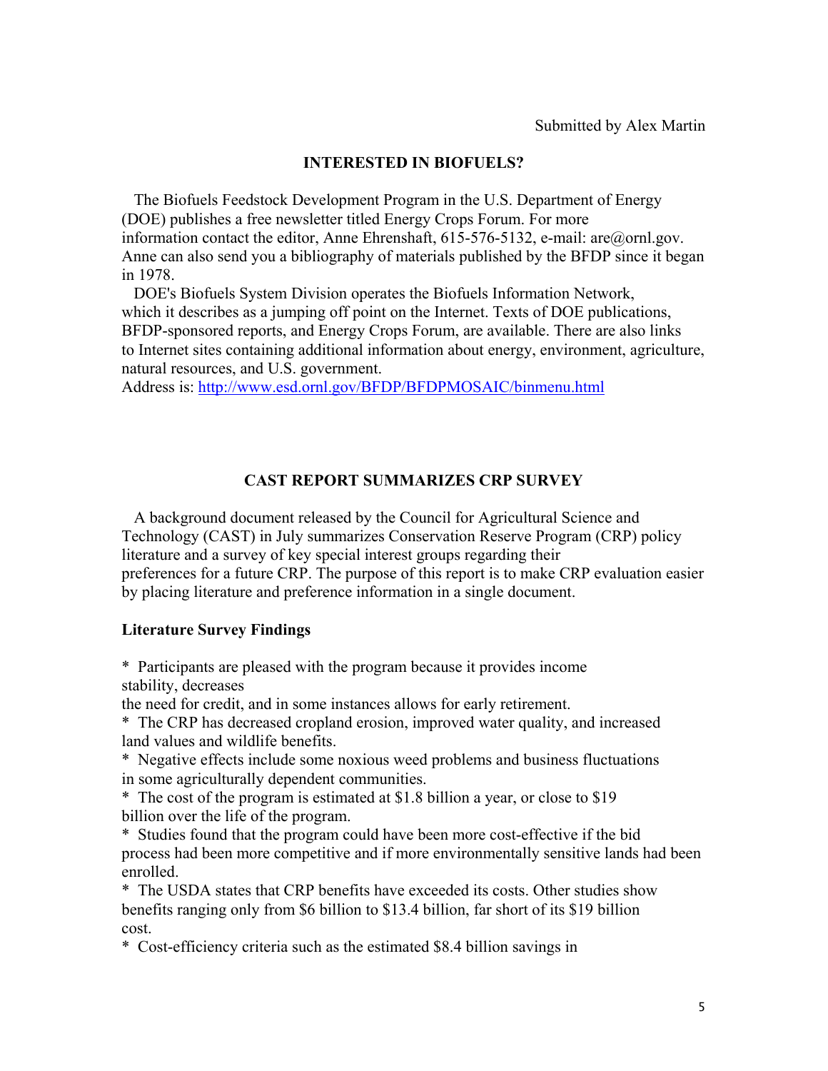Submitted by Alex Martin

## INTERESTED IN BIOFUELS?

The Biofuels Feedstock Development Program in the U.S. Department of Energy (DOE) publishes a free newsletter titled Energy Crops Forum. For more information contact the editor, Anne Ehrenshaft, 615-576-5132, e-mail: are@ornl.gov. Anne can also send you a bibliography of materials published by the BFDP since it began in 1978.

DOE's Biofuels System Division operates the Biofuels Information Network, which it describes as a jumping off point on the Internet. Texts of DOE publications, BFDP-sponsored reports, and Energy Crops Forum, are available. There are also links to Internet sites containing additional information about energy, environment, agriculture, natural resources, and U.S. government.
Address is: http://www.esd.ornl.gov/BFDP/BFDPMOSAIC/binmenu.html

## CAST REPORT SUMMARIZES CRP SURVEY

A background document released by the Council for Agricultural Science and Technology (CAST) in July summarizes Conservation Reserve Program (CRP) policy literature and a survey of key special interest groups regarding their preferences for a future CRP. The purpose of this report is to make CRP evaluation easier by placing literature and preference information in a single document.

**Literature Survey Findings**

* Participants are pleased with the program because it provides income stability, decreases the need for credit, and in some instances allows for early retirement.
* The CRP has decreased cropland erosion, improved water quality, and increased land values and wildlife benefits.
* Negative effects include some noxious weed problems and business fluctuations in some agriculturally dependent communities.
* The cost of the program is estimated at $1.8 billion a year, or close to $19 billion over the life of the program.
* Studies found that the program could have been more cost-effective if the bid process had been more competitive and if more environmentally sensitive lands had been enrolled.
* The USDA states that CRP benefits have exceeded its costs. Other studies show benefits ranging only from $6 billion to $13.4 billion, far short of its $19 billion cost.
* Cost-efficiency criteria such as the estimated $8.4 billion savings in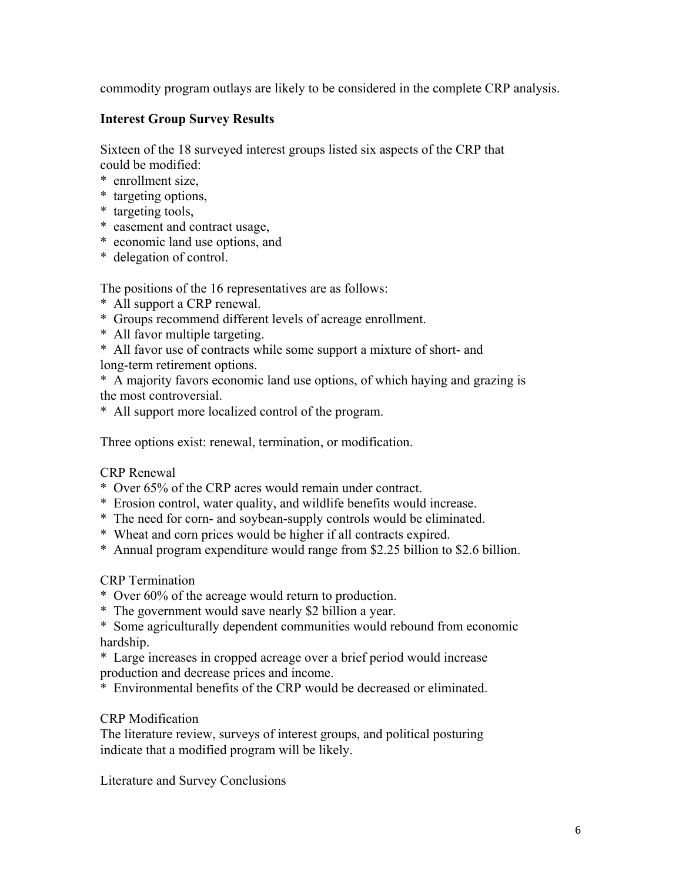commodity program outlays are likely to be considered in the complete CRP analysis.

## Interest Group Survey Results

Sixteen of the 18 surveyed interest groups listed six aspects of the CRP that could be modified:

* enrollment size,
* targeting options,
* targeting tools,
* easement and contract usage,
* economic land use options, and
* delegation of control.

The positions of the 16 representatives are as follows:

* All support a CRP renewal.
* Groups recommend different levels of acreage enrollment.
* All favor multiple targeting.
* All favor use of contracts while some support a mixture of short- and long-term retirement options.
* A majority favors economic land use options, of which haying and grazing is the most controversial.
* All support more localized control of the program.

Three options exist: renewal, termination, or modification.

CRP Renewal

* Over 65% of the CRP acres would remain under contract.
* Erosion control, water quality, and wildlife benefits would increase.
* The need for corn- and soybean-supply controls would be eliminated.
* Wheat and corn prices would be higher if all contracts expired.
* Annual program expenditure would range from $2.25 billion to $2.6 billion.

CRP Termination

* Over 60% of the acreage would return to production.
* The government would save nearly $2 billion a year.
* Some agriculturally dependent communities would rebound from economic hardship.
* Large increases in cropped acreage over a brief period would increase production and decrease prices and income.
* Environmental benefits of the CRP would be decreased or eliminated.

CRP Modification

The literature review, surveys of interest groups, and political posturing indicate that a modified program will be likely.

Literature and Survey Conclusions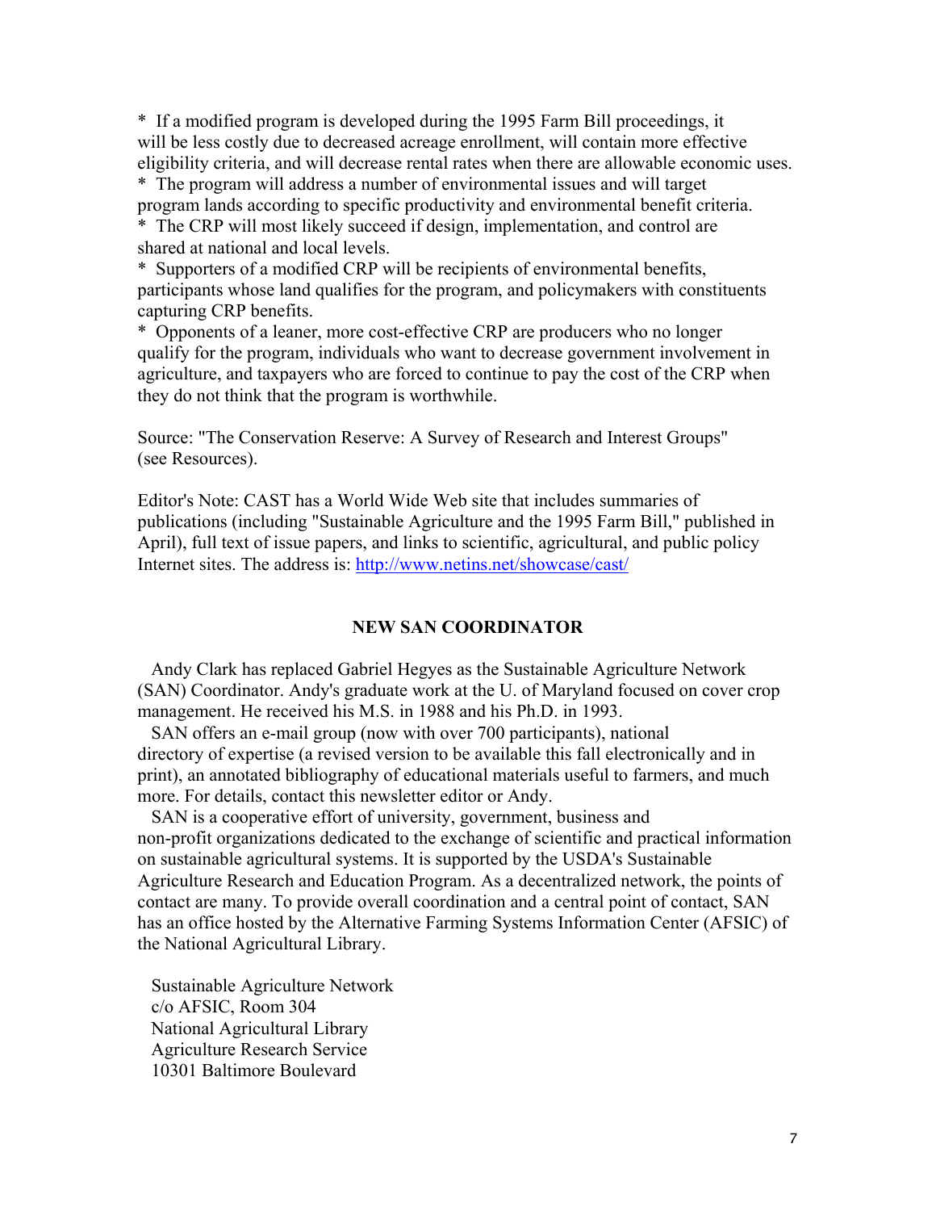* If a modified program is developed during the 1995 Farm Bill proceedings, it will be less costly due to decreased acreage enrollment, will contain more effective eligibility criteria, and will decrease rental rates when there are allowable economic uses.
* The program will address a number of environmental issues and will target program lands according to specific productivity and environmental benefit criteria.
* The CRP will most likely succeed if design, implementation, and control are shared at national and local levels.
* Supporters of a modified CRP will be recipients of environmental benefits, participants whose land qualifies for the program, and policymakers with constituents capturing CRP benefits.
* Opponents of a leaner, more cost-effective CRP are producers who no longer qualify for the program, individuals who want to decrease government involvement in agriculture, and taxpayers who are forced to continue to pay the cost of the CRP when they do not think that the program is worthwhile.

Source: "The Conservation Reserve: A Survey of Research and Interest Groups" (see Resources).

Editor's Note: CAST has a World Wide Web site that includes summaries of publications (including "Sustainable Agriculture and the 1995 Farm Bill," published in April), full text of issue papers, and links to scientific, agricultural, and public policy Internet sites. The address is: http://www.netins.net/showcase/cast/

## NEW SAN COORDINATOR

Andy Clark has replaced Gabriel Hegyes as the Sustainable Agriculture Network (SAN) Coordinator. Andy's graduate work at the U. of Maryland focused on cover crop management. He received his M.S. in 1988 and his Ph.D. in 1993.

SAN offers an e-mail group (now with over 700 participants), national directory of expertise (a revised version to be available this fall electronically and in print), an annotated bibliography of educational materials useful to farmers, and much more. For details, contact this newsletter editor or Andy.

SAN is a cooperative effort of university, government, business and non-profit organizations dedicated to the exchange of scientific and practical information on sustainable agricultural systems. It is supported by the USDA's Sustainable Agriculture Research and Education Program. As a decentralized network, the points of contact are many. To provide overall coordination and a central point of contact, SAN has an office hosted by the Alternative Farming Systems Information Center (AFSIC) of the National Agricultural Library.

Sustainable Agriculture Network
c/o AFSIC, Room 304
National Agricultural Library
Agriculture Research Service
10301 Baltimore Boulevard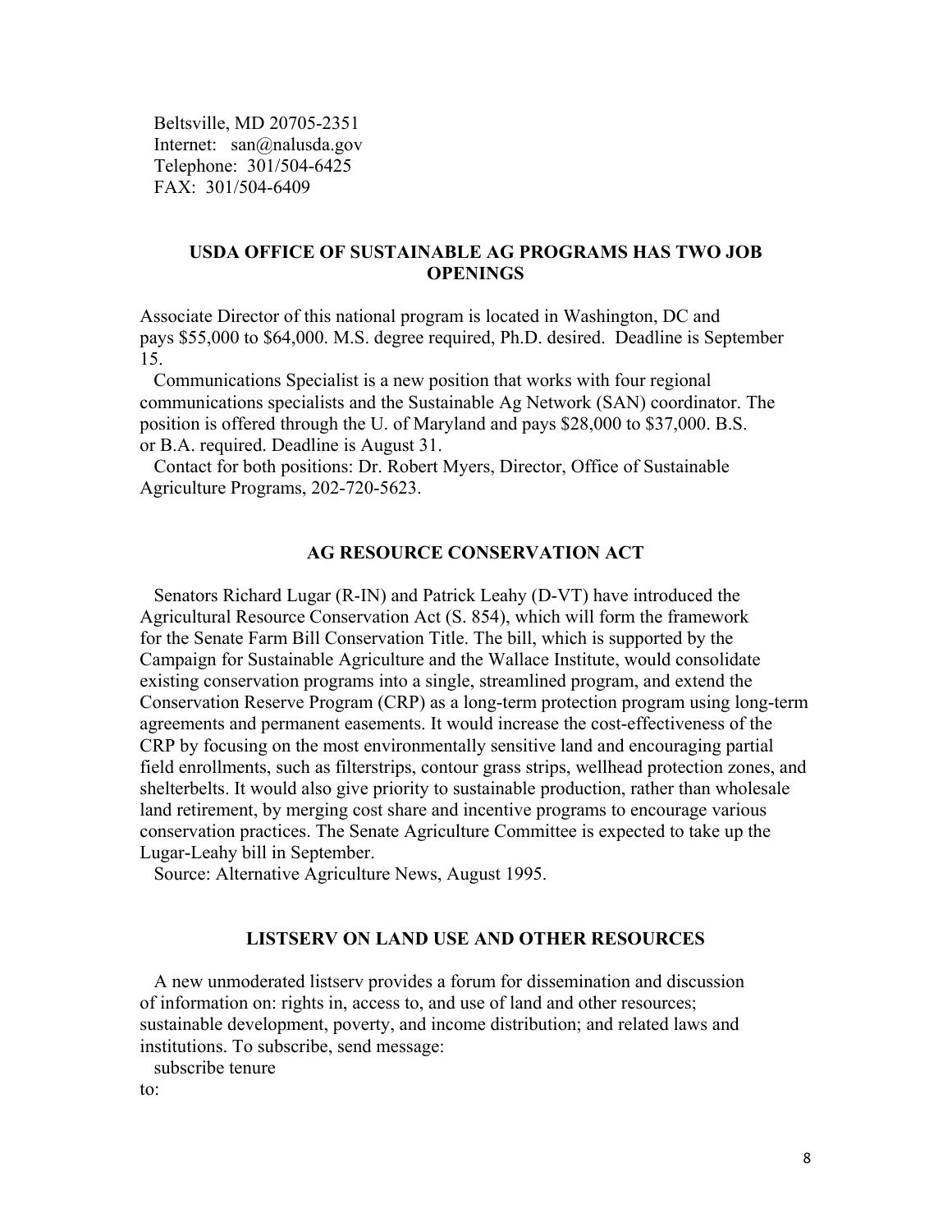Beltsville, MD 20705-2351
Internet: san@nalusda.gov
Telephone: 301/504-6425
FAX: 301/504-6409

## USDA OFFICE OF SUSTAINABLE AG PROGRAMS HAS TWO JOB OPENINGS

Associate Director of this national program is located in Washington, DC and pays $55,000 to $64,000. M.S. degree required, Ph.D. desired. Deadline is September 15.

Communications Specialist is a new position that works with four regional communications specialists and the Sustainable Ag Network (SAN) coordinator. The position is offered through the U. of Maryland and pays $28,000 to $37,000. B.S. or B.A. required. Deadline is August 31.

Contact for both positions: Dr. Robert Myers, Director, Office of Sustainable Agriculture Programs, 202-720-5623.

## AG RESOURCE CONSERVATION ACT

Senators Richard Lugar (R-IN) and Patrick Leahy (D-VT) have introduced the Agricultural Resource Conservation Act (S. 854), which will form the framework for the Senate Farm Bill Conservation Title. The bill, which is supported by the Campaign for Sustainable Agriculture and the Wallace Institute, would consolidate existing conservation programs into a single, streamlined program, and extend the Conservation Reserve Program (CRP) as a long-term protection program using long-term agreements and permanent easements. It would increase the cost-effectiveness of the CRP by focusing on the most environmentally sensitive land and encouraging partial field enrollments, such as filterstrips, contour grass strips, wellhead protection zones, and shelterbelts. It would also give priority to sustainable production, rather than wholesale land retirement, by merging cost share and incentive programs to encourage various conservation practices. The Senate Agriculture Committee is expected to take up the Lugar-Leahy bill in September.

Source: Alternative Agriculture News, August 1995.

## LISTSERV ON LAND USE AND OTHER RESOURCES

A new unmoderated listserv provides a forum for dissemination and discussion of information on: rights in, access to, and use of land and other resources; sustainable development, poverty, and income distribution; and related laws and institutions. To subscribe, send message:

subscribe tenure

to: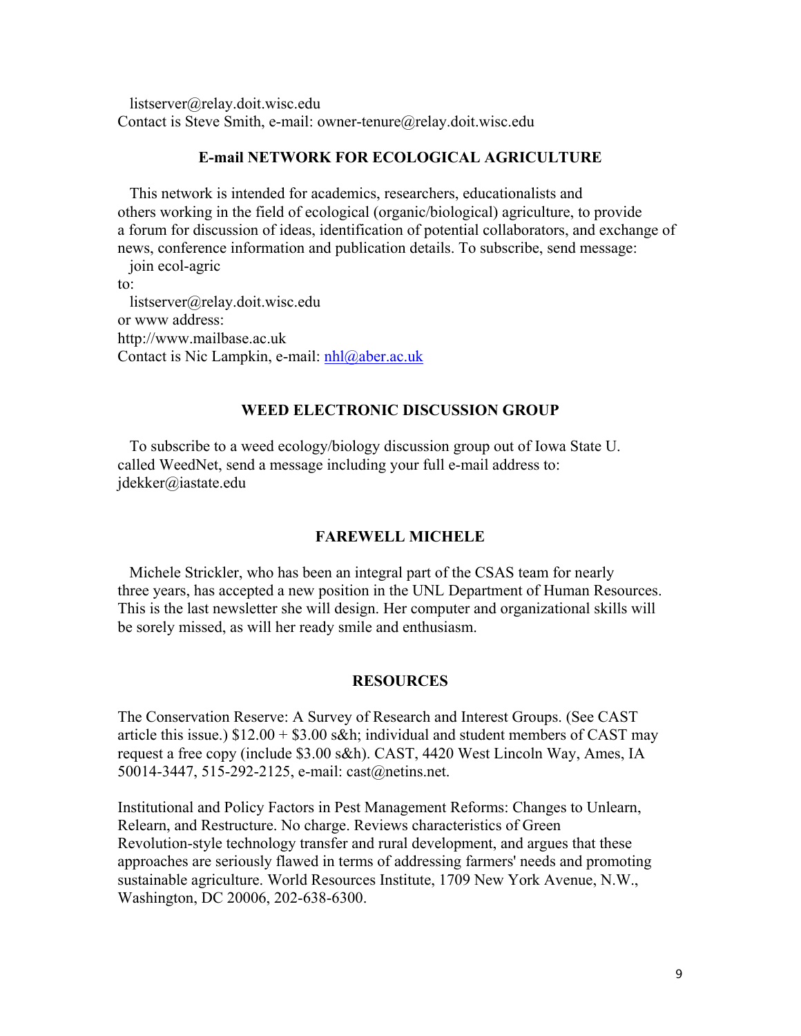listserver@relay.doit.wisc.edu
Contact is Steve Smith, e-mail: owner-tenure@relay.doit.wisc.edu

## E-mail NETWORK FOR ECOLOGICAL AGRICULTURE

This network is intended for academics, researchers, educationalists and others working in the field of ecological (organic/biological) agriculture, to provide a forum for discussion of ideas, identification of potential collaborators, and exchange of news, conference information and publication details. To subscribe, send message:

join ecol-agric

to:

listserver@relay.doit.wisc.edu

or www address:

http://www.mailbase.ac.uk

Contact is Nic Lampkin, e-mail: nhl@aber.ac.uk

## WEED ELECTRONIC DISCUSSION GROUP

To subscribe to a weed ecology/biology discussion group out of Iowa State U. called WeedNet, send a message including your full e-mail address to: jdekker@iastate.edu

## FAREWELL MICHELE

Michele Strickler, who has been an integral part of the CSAS team for nearly three years, has accepted a new position in the UNL Department of Human Resources. This is the last newsletter she will design. Her computer and organizational skills will be sorely missed, as will her ready smile and enthusiasm.

## RESOURCES

The Conservation Reserve: A Survey of Research and Interest Groups. (See CAST article this issue.) $12.00 + $3.00 s&h; individual and student members of CAST may request a free copy (include $3.00 s&h). CAST, 4420 West Lincoln Way, Ames, IA 50014-3447, 515-292-2125, e-mail: cast@netins.net.

Institutional and Policy Factors in Pest Management Reforms: Changes to Unlearn, Relearn, and Restructure. No charge. Reviews characteristics of Green Revolution-style technology transfer and rural development, and argues that these approaches are seriously flawed in terms of addressing farmers' needs and promoting sustainable agriculture. World Resources Institute, 1709 New York Avenue, N.W., Washington, DC 20006, 202-638-6300.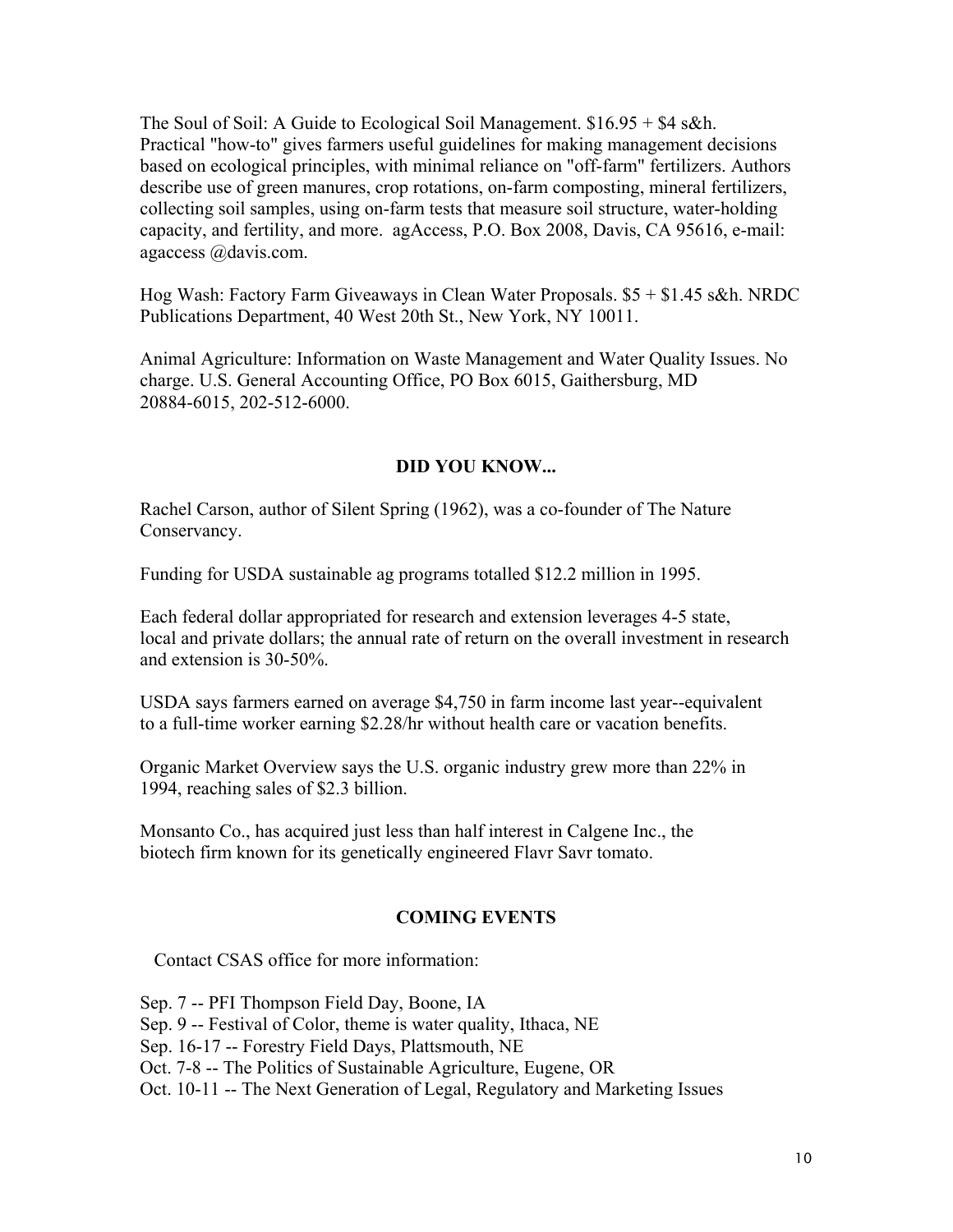The Soul of Soil: A Guide to Ecological Soil Management. $16.95 + $4 s&h. Practical "how-to" gives farmers useful guidelines for making management decisions based on ecological principles, with minimal reliance on "off-farm" fertilizers. Authors describe use of green manures, crop rotations, on-farm composting, mineral fertilizers, collecting soil samples, using on-farm tests that measure soil structure, water-holding capacity, and fertility, and more. agAccess, P.O. Box 2008, Davis, CA 95616, e-mail: agaccess @davis.com.

Hog Wash: Factory Farm Giveaways in Clean Water Proposals. $5 + $1.45 s&h. NRDC Publications Department, 40 West 20th St., New York, NY 10011.

Animal Agriculture: Information on Waste Management and Water Quality Issues. No charge. U.S. General Accounting Office, PO Box 6015, Gaithersburg, MD 20884-6015, 202-512-6000.

## DID YOU KNOW...

Rachel Carson, author of Silent Spring (1962), was a co-founder of The Nature Conservancy.

Funding for USDA sustainable ag programs totalled $12.2 million in 1995.

Each federal dollar appropriated for research and extension leverages 4-5 state, local and private dollars; the annual rate of return on the overall investment in research and extension is 30-50%.

USDA says farmers earned on average $4,750 in farm income last year--equivalent to a full-time worker earning $2.28/hr without health care or vacation benefits.

Organic Market Overview says the U.S. organic industry grew more than 22% in 1994, reaching sales of $2.3 billion.

Monsanto Co., has acquired just less than half interest in Calgene Inc., the biotech firm known for its genetically engineered Flavr Savr tomato.

## COMING EVENTS

Contact CSAS office for more information:

Sep. 7 -- PFI Thompson Field Day, Boone, IA
Sep. 9 -- Festival of Color, theme is water quality, Ithaca, NE
Sep. 16-17 -- Forestry Field Days, Plattsmouth, NE
Oct. 7-8 -- The Politics of Sustainable Agriculture, Eugene, OR
Oct. 10-11 -- The Next Generation of Legal, Regulatory and Marketing Issues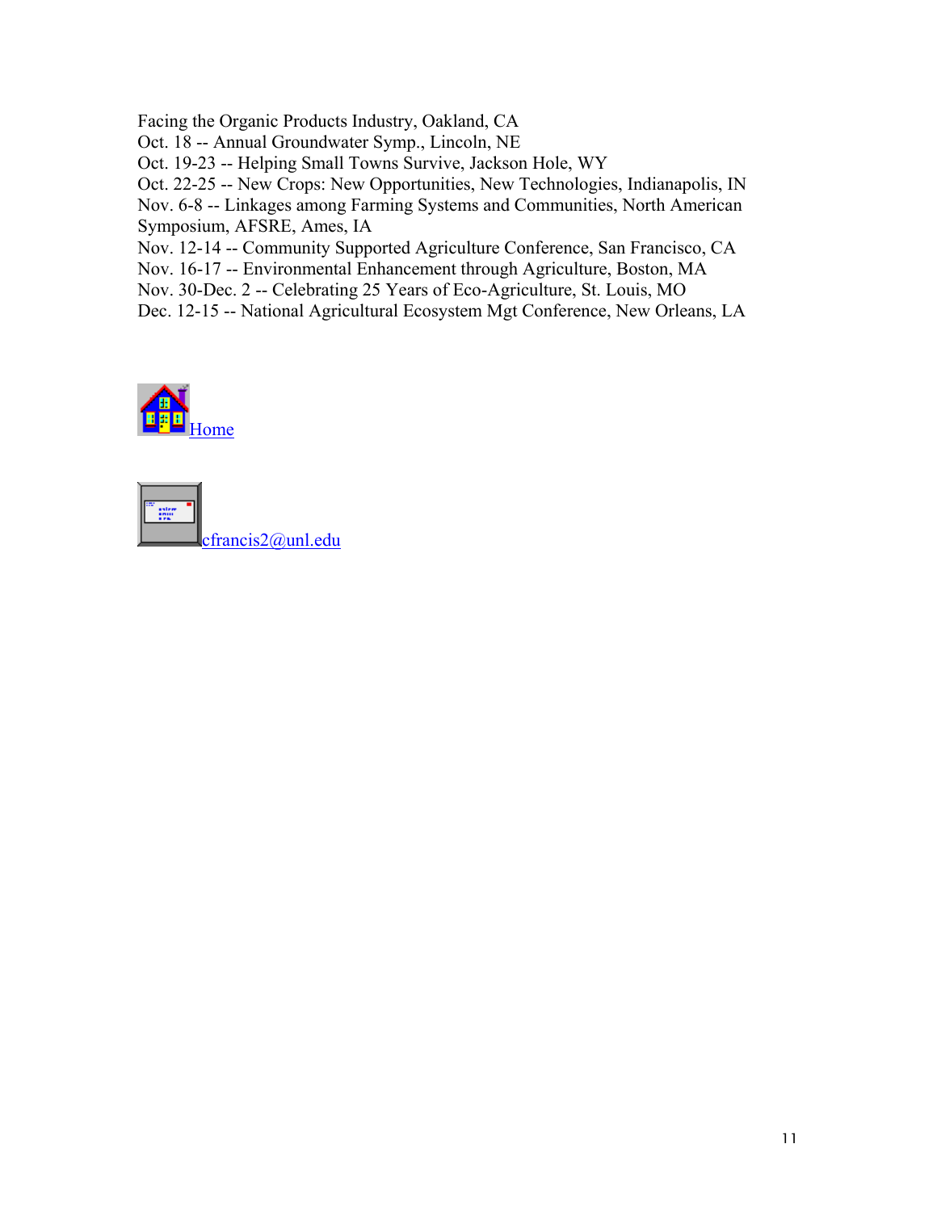Facing the Organic Products Industry, Oakland, CA
Oct. 18 -- Annual Groundwater Symp., Lincoln, NE
Oct. 19-23 -- Helping Small Towns Survive, Jackson Hole, WY
Oct. 22-25 -- New Crops: New Opportunities, New Technologies, Indianapolis, IN
Nov. 6-8 -- Linkages among Farming Systems and Communities, North American Symposium, AFSRE, Ames, IA
Nov. 12-14 -- Community Supported Agriculture Conference, San Francisco, CA
Nov. 16-17 -- Environmental Enhancement through Agriculture, Boston, MA
Nov. 30-Dec. 2 -- Celebrating 25 Years of Eco-Agriculture, St. Louis, MO
Dec. 12-15 -- National Agricultural Ecosystem Mgt Conference, New Orleans, LA

Home

cfrancis2@unl.edu